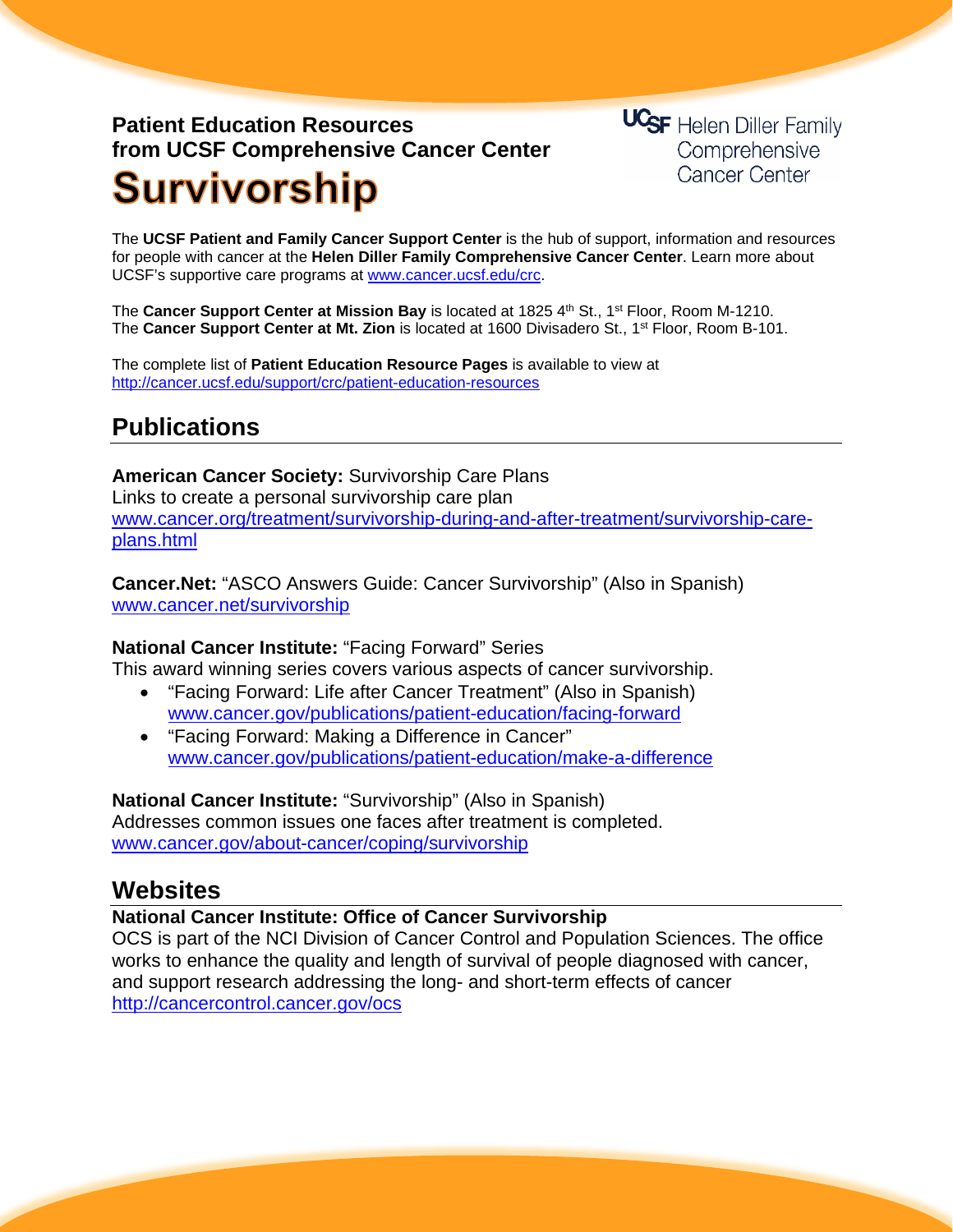**Patient Education Resources**
**from UCSF Comprehensive Cancer Center**

UCSF Helen Diller Family Comprehensive Cancer Center

# Survivorship

The **UCSF Patient and Family Cancer Support Center** is the hub of support, information and resources for people with cancer at the **Helen Diller Family Comprehensive Cancer Center**. Learn more about UCSF's supportive care programs at www.cancer.ucsf.edu/crc.

The **Cancer Support Center at Mission Bay** is located at 1825 4th St., 1st Floor, Room M-1210.
The **Cancer Support Center at Mt. Zion** is located at 1600 Divisadero St., 1st Floor, Room B-101.

The complete list of **Patient Education Resource Pages** is available to view at
http://cancer.ucsf.edu/support/crc/patient-education-resources

## Publications

**American Cancer Society:** Survivorship Care Plans
Links to create a personal survivorship care plan
www.cancer.org/treatment/survivorship-during-and-after-treatment/survivorship-care-plans.html

**Cancer.Net:** "ASCO Answers Guide: Cancer Survivorship" (Also in Spanish)
www.cancer.net/survivorship

**National Cancer Institute:** "Facing Forward" Series
This award winning series covers various aspects of cancer survivorship.

- "Facing Forward: Life after Cancer Treatment" (Also in Spanish)
  www.cancer.gov/publications/patient-education/facing-forward
- "Facing Forward: Making a Difference in Cancer"
  www.cancer.gov/publications/patient-education/make-a-difference

**National Cancer Institute:** "Survivorship" (Also in Spanish)
Addresses common issues one faces after treatment is completed.
www.cancer.gov/about-cancer/coping/survivorship

## Websites

**National Cancer Institute: Office of Cancer Survivorship**
OCS is part of the NCI Division of Cancer Control and Population Sciences. The office works to enhance the quality and length of survival of people diagnosed with cancer, and support research addressing the long- and short-term effects of cancer
http://cancercontrol.cancer.gov/ocs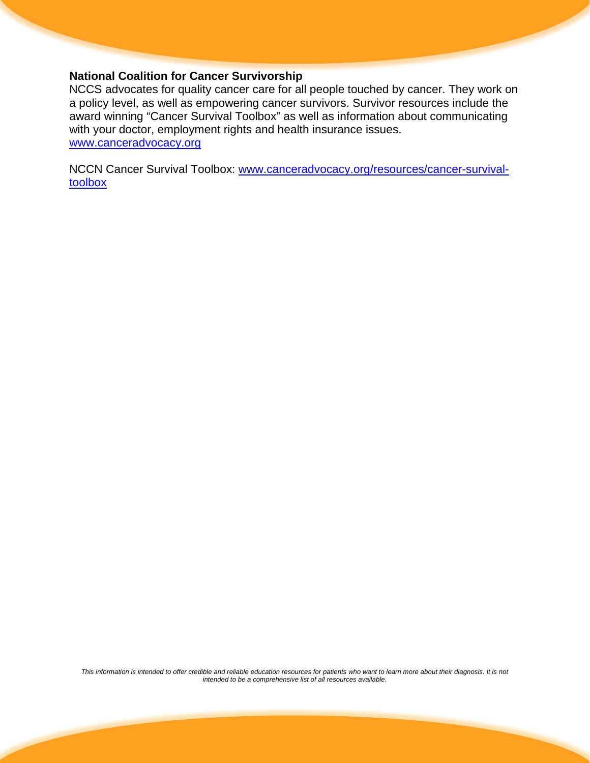**National Coalition for Cancer Survivorship**

NCCS advocates for quality cancer care for all people touched by cancer. They work on a policy level, as well as empowering cancer survivors. Survivor resources include the award winning "Cancer Survival Toolbox" as well as information about communicating with your doctor, employment rights and health insurance issues.
www.canceradvocacy.org

NCCN Cancer Survival Toolbox: www.canceradvocacy.org/resources/cancer-survival-toolbox

*This information is intended to offer credible and reliable education resources for patients who want to learn more about their diagnosis. It is not intended to be a comprehensive list of all resources available.*